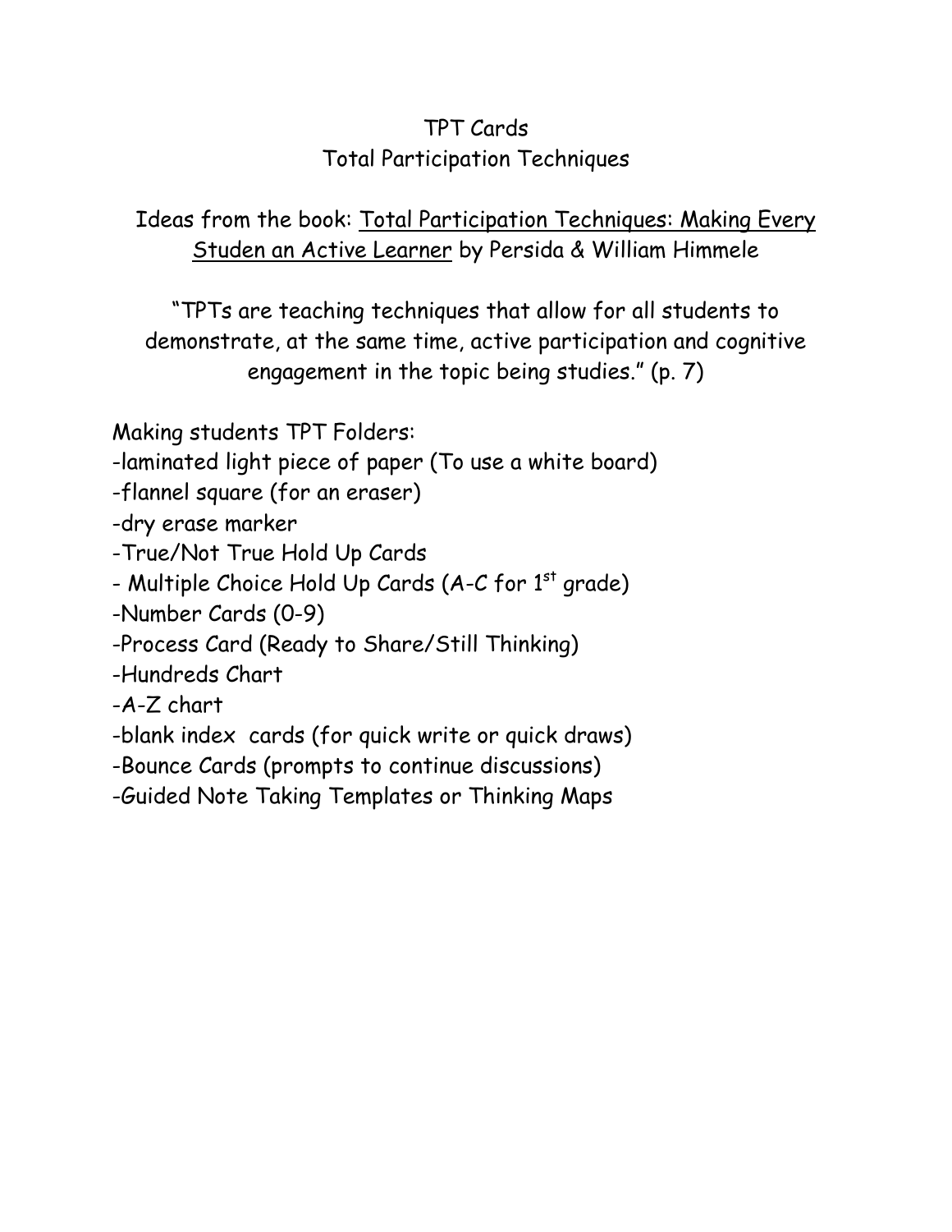# TPT Cards
## Total Participation Techniques

Ideas from the book: <u>Total Participation Techniques: Making Every Studen an Active Learner</u> by Persida & William Himmele

"TPTs are teaching techniques that allow for all students to demonstrate, at the same time, active participation and cognitive engagement in the topic being studies." (p. 7)

Making students TPT Folders:

-laminated light piece of paper (To use a white board)
-flannel square (for an eraser)
-dry erase marker
-True/Not True Hold Up Cards
- Multiple Choice Hold Up Cards (A-C for 1st grade)
-Number Cards (0-9)
-Process Card (Ready to Share/Still Thinking)
-Hundreds Chart
-A-Z chart
-blank index cards (for quick write or quick draws)
-Bounce Cards (prompts to continue discussions)
-Guided Note Taking Templates or Thinking Maps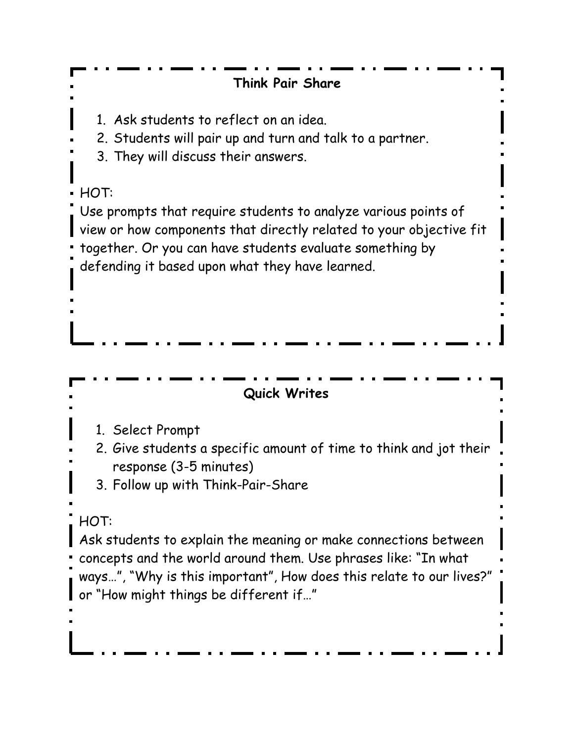## Think Pair Share

1. Ask students to reflect on an idea.
2. Students will pair up and turn and talk to a partner.
3. They will discuss their answers.

HOT:
Use prompts that require students to analyze various points of view or how components that directly related to your objective fit together. Or you can have students evaluate something by defending it based upon what they have learned.

## Quick Writes

1. Select Prompt
2. Give students a specific amount of time to think and jot their response (3-5 minutes)
3. Follow up with Think-Pair-Share

HOT:
Ask students to explain the meaning or make connections between concepts and the world around them. Use phrases like: "In what ways…", "Why is this important", How does this relate to our lives?" or "How might things be different if…"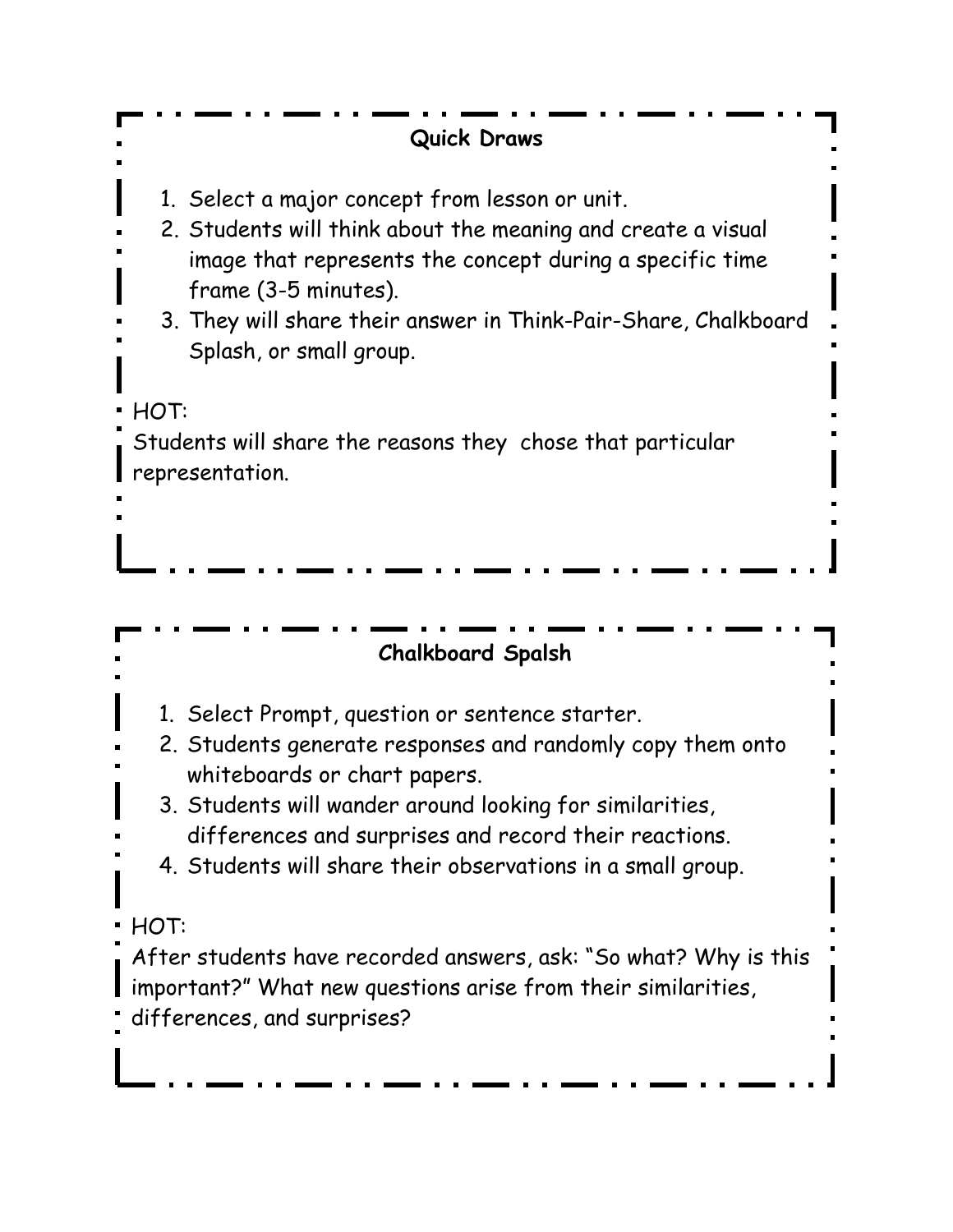## Quick Draws

1. Select a major concept from lesson or unit.
2. Students will think about the meaning and create a visual image that represents the concept during a specific time frame (3-5 minutes).
3. They will share their answer in Think-Pair-Share, Chalkboard Splash, or small group.

HOT:
Students will share the reasons they  chose that particular representation.

## Chalkboard Spalsh

1. Select Prompt, question or sentence starter.
2. Students generate responses and randomly copy them onto whiteboards or chart papers.
3. Students will wander around looking for similarities, differences and surprises and record their reactions.
4. Students will share their observations in a small group.

HOT:
After students have recorded answers, ask: "So what? Why is this important?" What new questions arise from their similarities, differences, and surprises?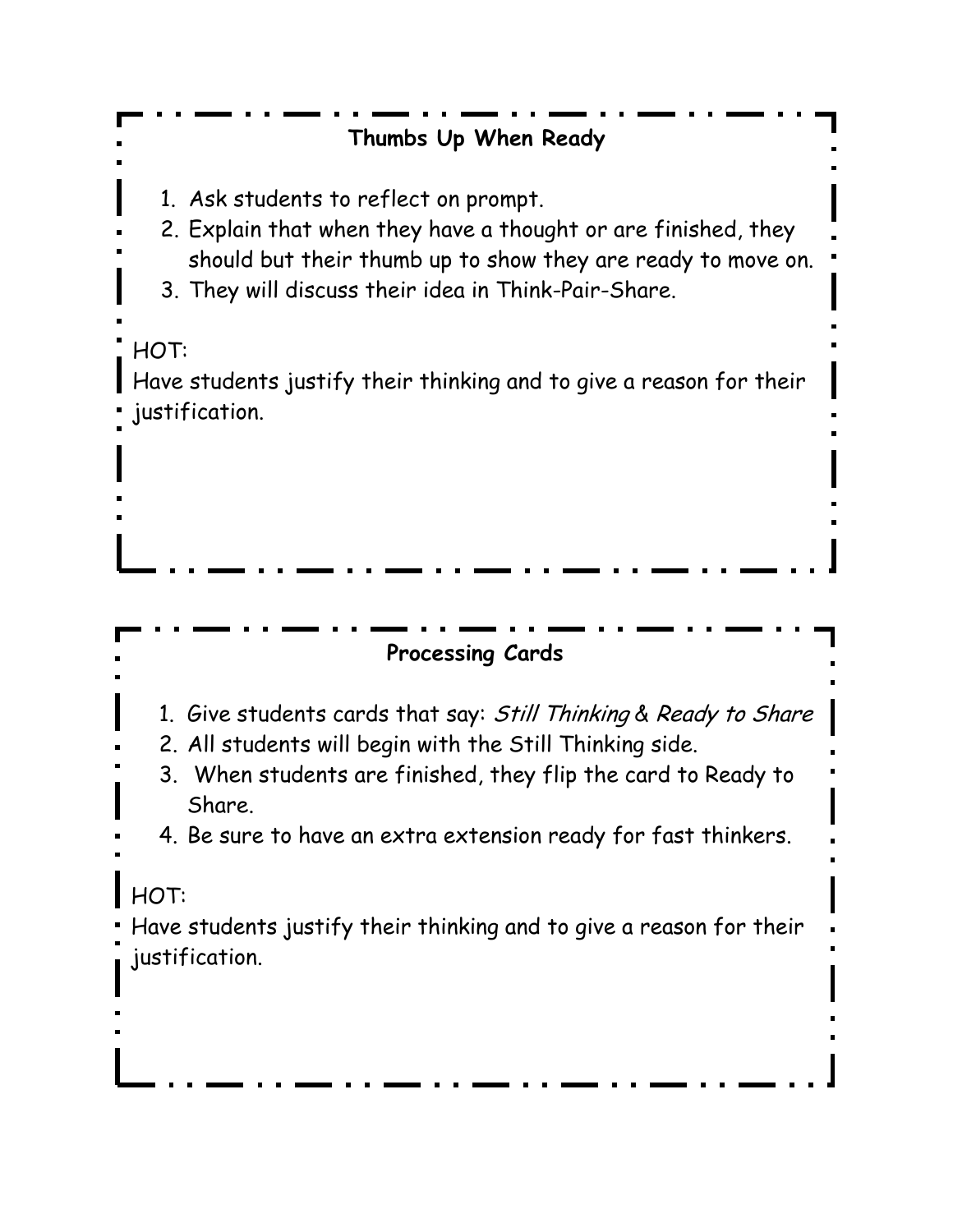### Thumbs Up When Ready

1. Ask students to reflect on prompt.
2. Explain that when they have a thought or are finished, they should but their thumb up to show they are ready to move on.
3. They will discuss their idea in Think-Pair-Share.

HOT:
Have students justify their thinking and to give a reason for their justification.

### Processing Cards

1. Give students cards that say: *Still Thinking* & *Ready to Share*
2. All students will begin with the Still Thinking side.
3. When students are finished, they flip the card to Ready to Share.
4. Be sure to have an extra extension ready for fast thinkers.

HOT:
Have students justify their thinking and to give a reason for their justification.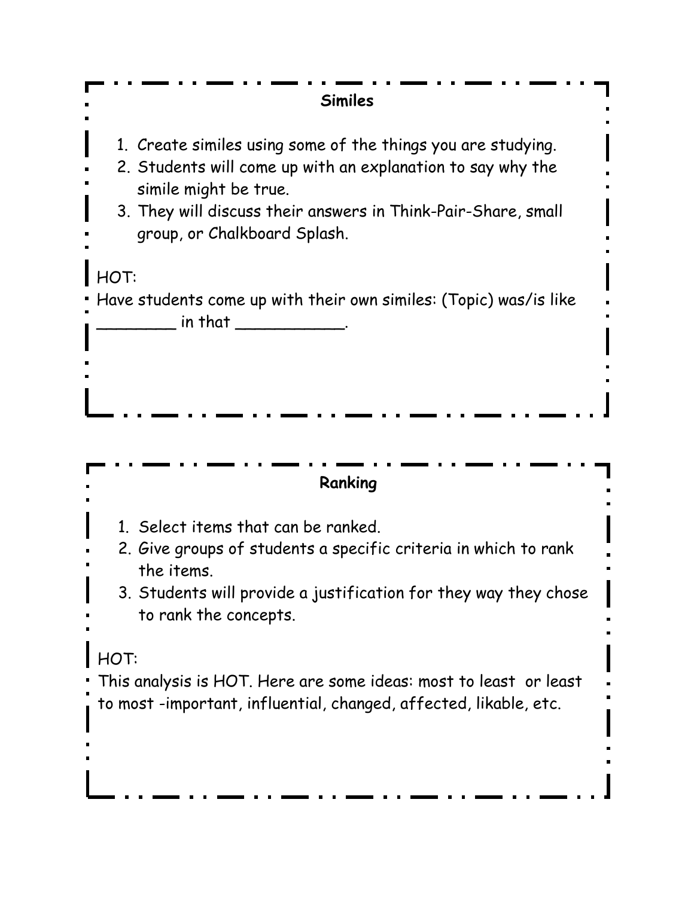## Similes

1. Create similes using some of the things you are studying.
2. Students will come up with an explanation to say why the simile might be true.
3. They will discuss their answers in Think-Pair-Share, small group, or Chalkboard Splash.

HOT:

Have students come up with their own similes: (Topic) was/is like ________ in that ___________.

## Ranking

1. Select items that can be ranked.
2. Give groups of students a specific criteria in which to rank the items.
3. Students will provide a justification for they way they chose to rank the concepts.

HOT:

This analysis is HOT. Here are some ideas: most to least or least to most -important, influential, changed, affected, likable, etc.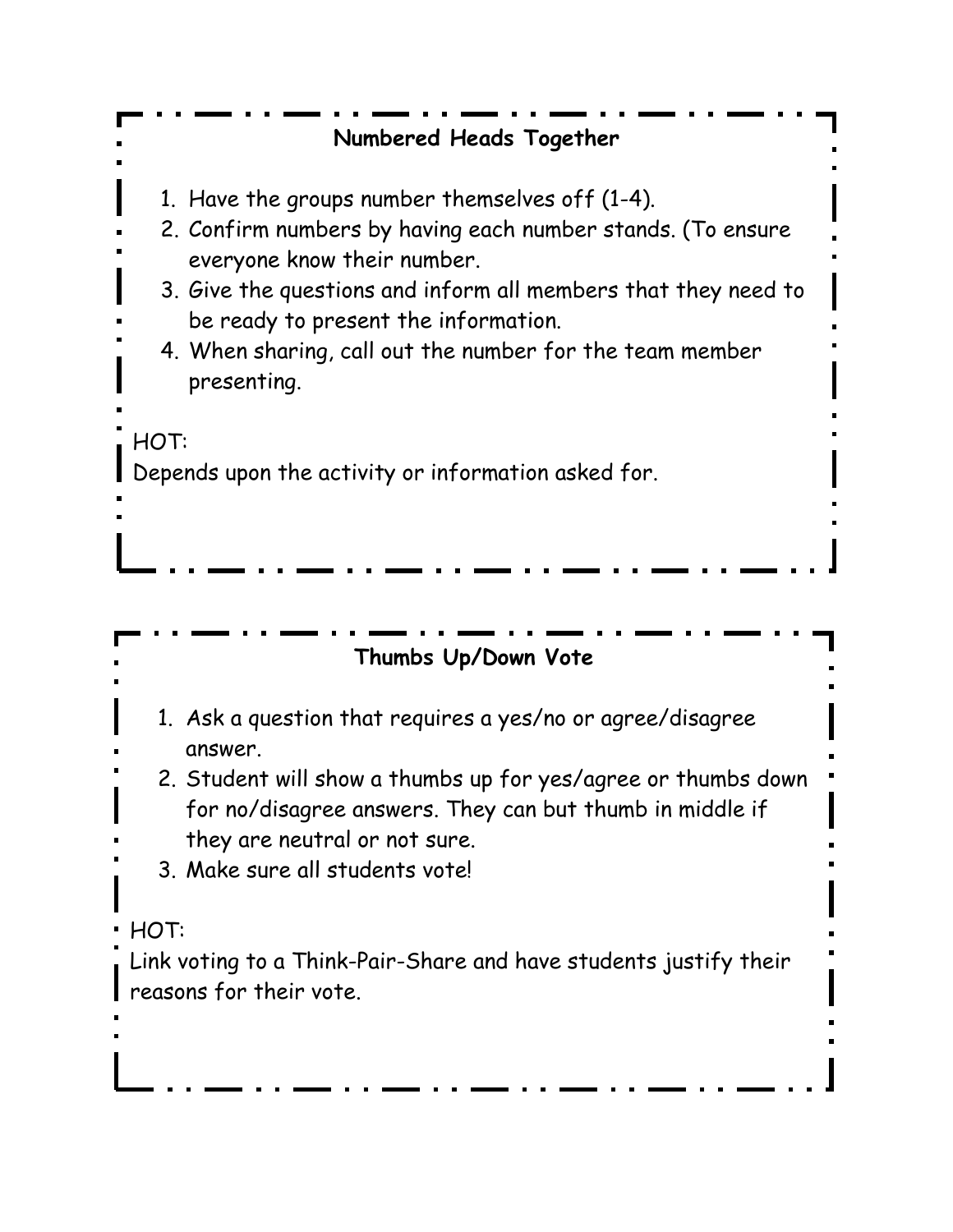## Numbered Heads Together

1. Have the groups number themselves off (1-4).
2. Confirm numbers by having each number stands. (To ensure everyone know their number.
3. Give the questions and inform all members that they need to be ready to present the information.
4. When sharing, call out the number for the team member presenting.

HOT:
Depends upon the activity or information asked for.

## Thumbs Up/Down Vote

1. Ask a question that requires a yes/no or agree/disagree answer.
2. Student will show a thumbs up for yes/agree or thumbs down for no/disagree answers. They can but thumb in middle if they are neutral or not sure.
3. Make sure all students vote!

HOT:
Link voting to a Think-Pair-Share and have students justify their reasons for their vote.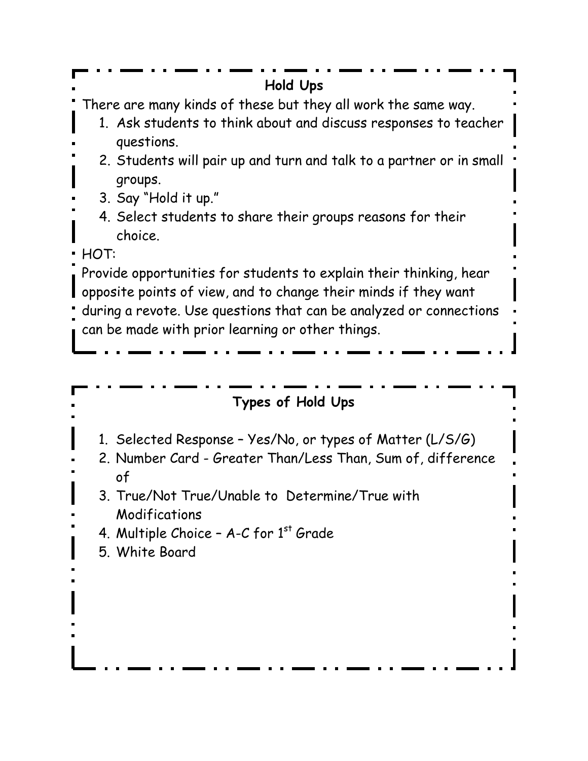## Hold Ups

There are many kinds of these but they all work the same way.

1. Ask students to think about and discuss responses to teacher questions.
2. Students will pair up and turn and talk to a partner or in small groups.
3. Say "Hold it up."
4. Select students to share their groups reasons for their choice.

HOT:

Provide opportunities for students to explain their thinking, hear opposite points of view, and to change their minds if they want during a revote. Use questions that can be analyzed or connections can be made with prior learning or other things.

## Types of Hold Ups

1. Selected Response – Yes/No, or types of Matter (L/S/G)
2. Number Card - Greater Than/Less Than, Sum of, difference of
3. True/Not True/Unable to Determine/True with Modifications
4. Multiple Choice – A-C for 1st Grade
5. White Board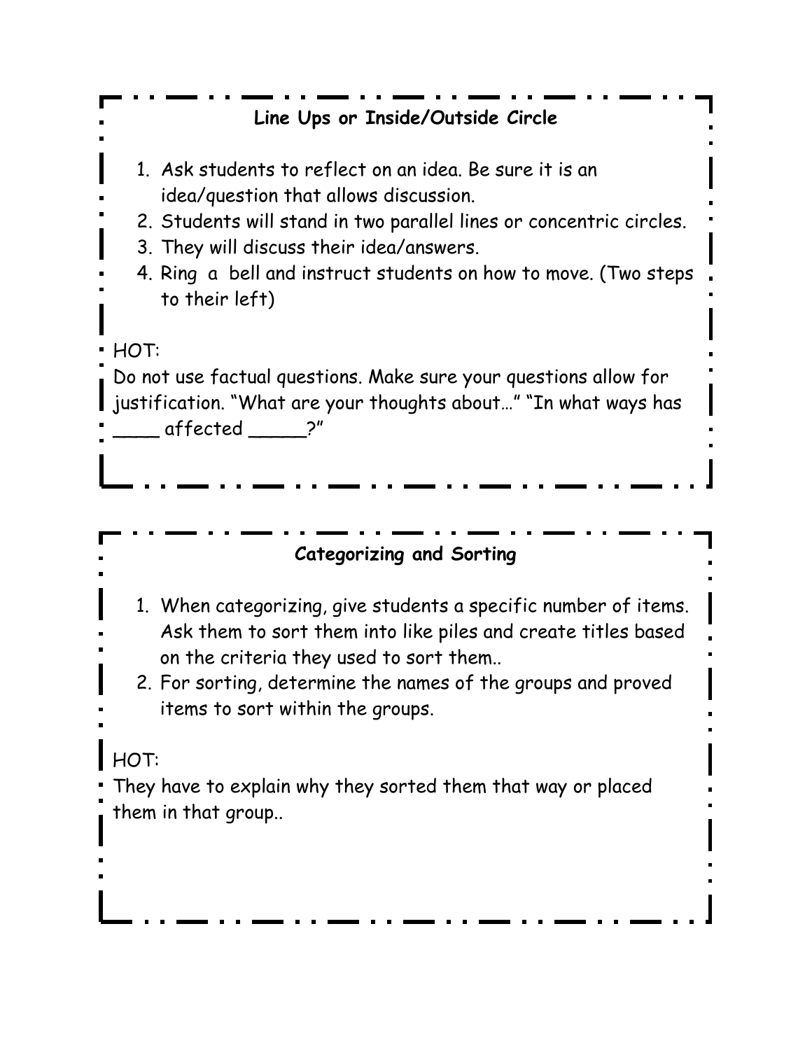## Line Ups or Inside/Outside Circle

1. Ask students to reflect on an idea. Be sure it is an idea/question that allows discussion.
2. Students will stand in two parallel lines or concentric circles.
3. They will discuss their idea/answers.
4. Ring a bell and instruct students on how to move. (Two steps to their left)

HOT:

Do not use factual questions. Make sure your questions allow for justification. "What are your thoughts about…" "In what ways has ____ affected _____?"

## Categorizing and Sorting

1. When categorizing, give students a specific number of items. Ask them to sort them into like piles and create titles based on the criteria they used to sort them..
2. For sorting, determine the names of the groups and proved items to sort within the groups.

HOT:

They have to explain why they sorted them that way or placed them in that group..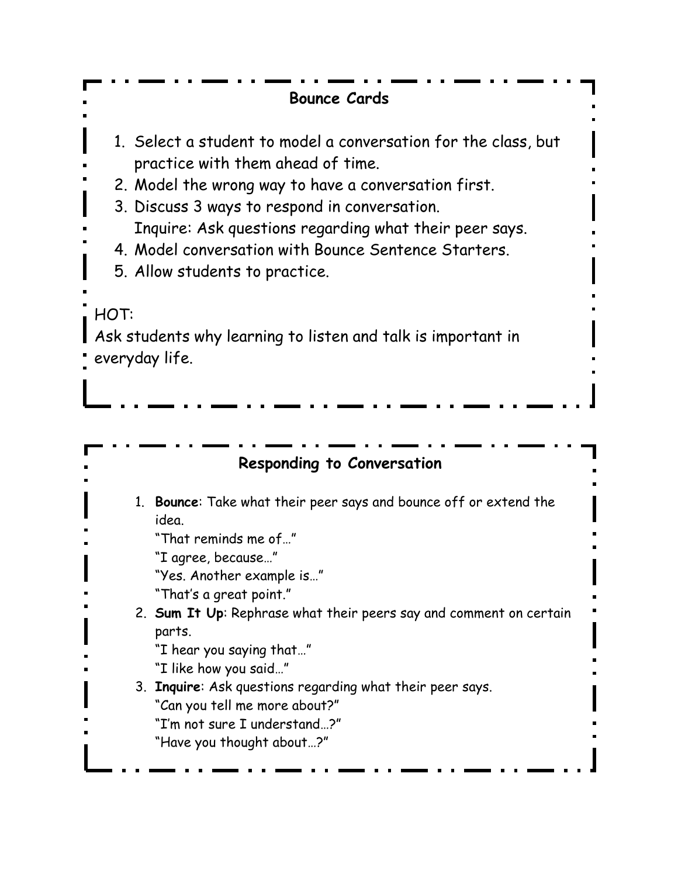## Bounce Cards

1. Select a student to model a conversation for the class, but practice with them ahead of time.
2. Model the wrong way to have a conversation first.
3. Discuss 3 ways to respond in conversation.
   Inquire: Ask questions regarding what their peer says.
4. Model conversation with Bounce Sentence Starters.
5. Allow students to practice.

HOT:
Ask students why learning to listen and talk is important in everyday life.

## Responding to Conversation

1. **Bounce**: Take what their peer says and bounce off or extend the idea.
   "That reminds me of…"
   "I agree, because…"
   "Yes. Another example is…"
   "That's a great point."
2. **Sum It Up**: Rephrase what their peers say and comment on certain parts.
   "I hear you saying that…"
   "I like how you said…"
3. **Inquire**: Ask questions regarding what their peer says.
   "Can you tell me more about?"
   "I'm not sure I understand…?"
   "Have you thought about…?"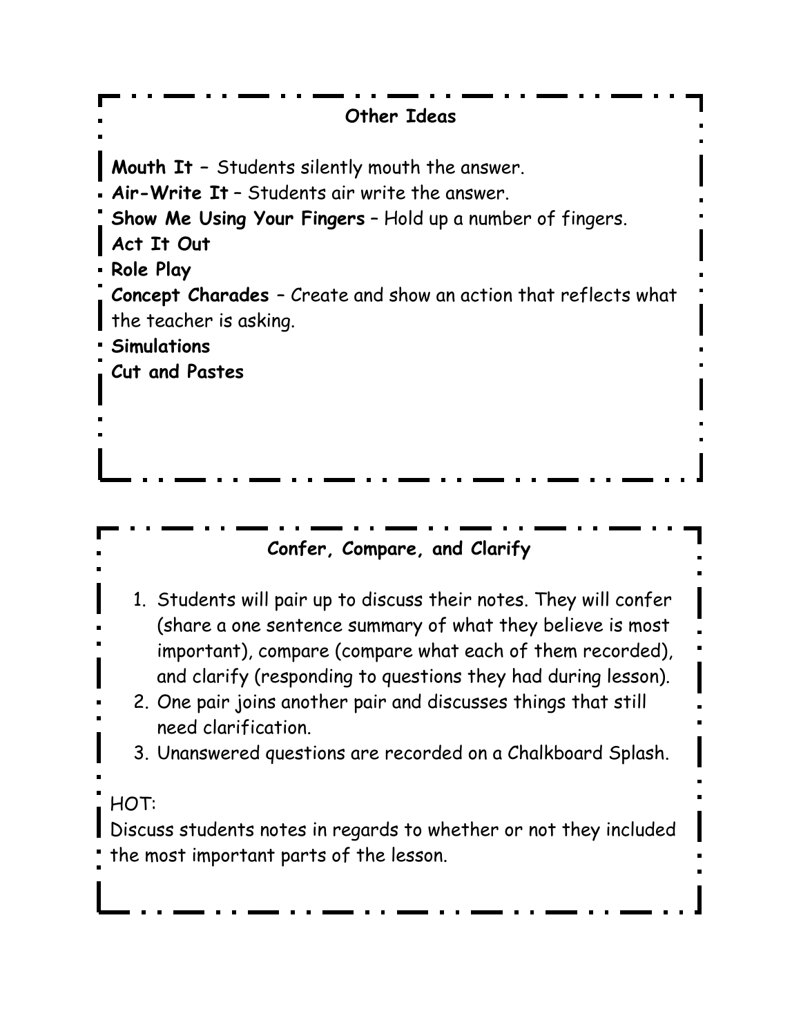## Other Ideas

**Mouth It** – Students silently mouth the answer.
**Air-Write It** – Students air write the answer.
**Show Me Using Your Fingers** – Hold up a number of fingers.
**Act It Out**
**Role Play**
**Concept Charades** – Create and show an action that reflects what the teacher is asking.
**Simulations**
**Cut and Pastes**

## Confer, Compare, and Clarify

1. Students will pair up to discuss their notes. They will confer (share a one sentence summary of what they believe is most important), compare (compare what each of them recorded), and clarify (responding to questions they had during lesson).
2. One pair joins another pair and discusses things that still need clarification.
3. Unanswered questions are recorded on a Chalkboard Splash.

HOT:
Discuss students notes in regards to whether or not they included the most important parts of the lesson.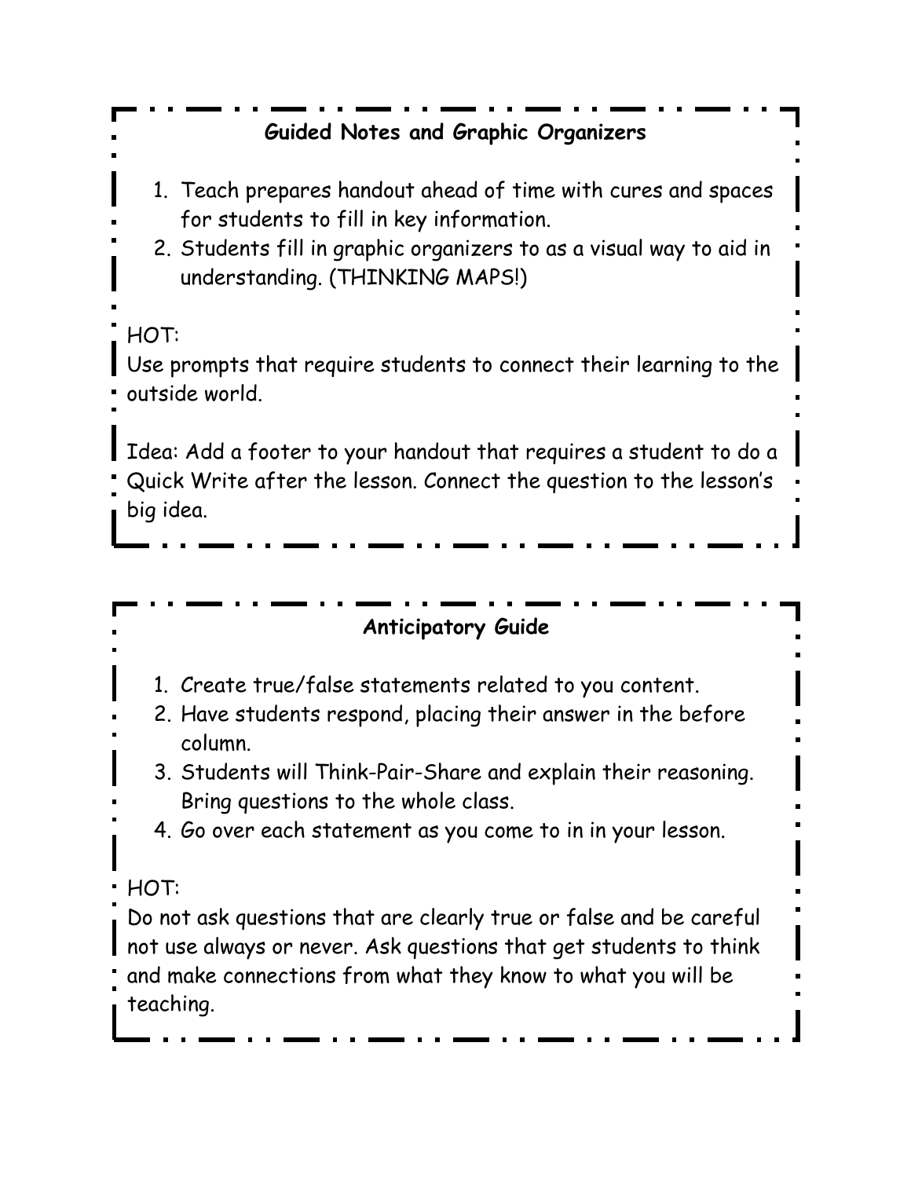## Guided Notes and Graphic Organizers

1. Teach prepares handout ahead of time with cures and spaces for students to fill in key information.
2. Students fill in graphic organizers to as a visual way to aid in understanding. (THINKING MAPS!)

HOT:
Use prompts that require students to connect their learning to the outside world.

Idea: Add a footer to your handout that requires a student to do a Quick Write after the lesson. Connect the question to the lesson's big idea.

## Anticipatory Guide

1. Create true/false statements related to you content.
2. Have students respond, placing their answer in the before column.
3. Students will Think-Pair-Share and explain their reasoning. Bring questions to the whole class.
4. Go over each statement as you come to in in your lesson.

HOT:
Do not ask questions that are clearly true or false and be careful not use always or never. Ask questions that get students to think and make connections from what they know to what you will be teaching.